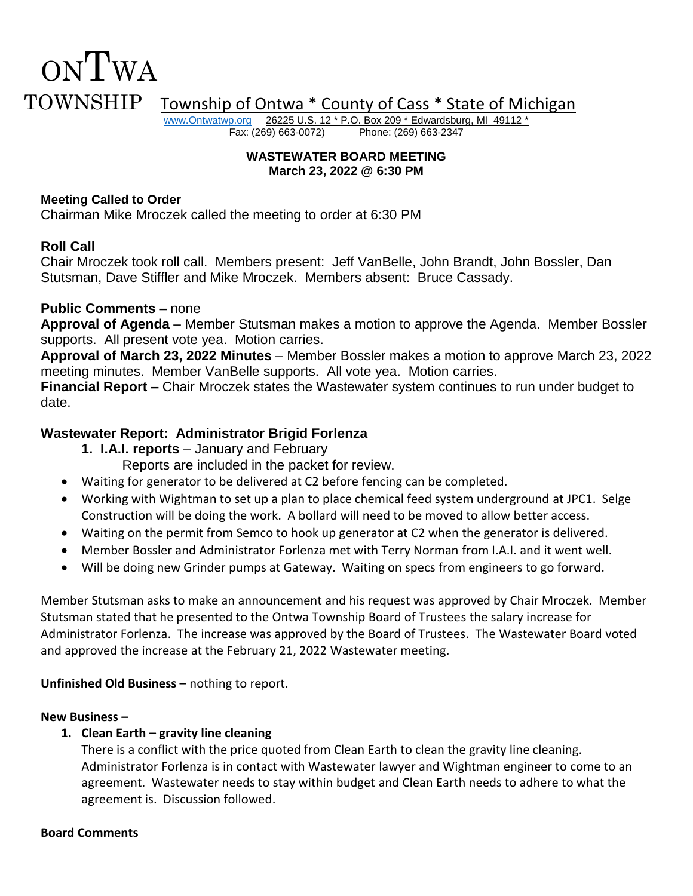ONTWA
TOWNSHIP Township of Ontwa * County of Cass * State of Michigan

www.Ontwatwp.org 26225 U.S. 12 * P.O. Box 209 * Edwardsburg, MI 49112 *
Fax: (269) 663-0072) Phone: (269) 663-2347

**WASTEWATER BOARD MEETING**
**March 23, 2022 @ 6:30 PM**

**Meeting Called to Order**
Chairman Mike Mroczek called the meeting to order at 6:30 PM

**Roll Call**
Chair Mroczek took roll call. Members present: Jeff VanBelle, John Brandt, John Bossler, Dan Stutsman, Dave Stiffler and Mike Mroczek. Members absent: Bruce Cassady.

**Public Comments –** none
**Approval of Agenda** – Member Stutsman makes a motion to approve the Agenda. Member Bossler supports. All present vote yea. Motion carries.
**Approval of March 23, 2022 Minutes** – Member Bossler makes a motion to approve March 23, 2022 meeting minutes. Member VanBelle supports. All vote yea. Motion carries.
**Financial Report –** Chair Mroczek states the Wastewater system continues to run under budget to date.

**Wastewater Report: Administrator Brigid Forlenza**

1. **I.A.I. reports** – January and February
   Reports are included in the packet for review.

- Waiting for generator to be delivered at C2 before fencing can be completed.
- Working with Wightman to set up a plan to place chemical feed system underground at JPC1. Selge Construction will be doing the work. A bollard will need to be moved to allow better access.
- Waiting on the permit from Semco to hook up generator at C2 when the generator is delivered.
- Member Bossler and Administrator Forlenza met with Terry Norman from I.A.I. and it went well.
- Will be doing new Grinder pumps at Gateway. Waiting on specs from engineers to go forward.

Member Stutsman asks to make an announcement and his request was approved by Chair Mroczek. Member Stutsman stated that he presented to the Ontwa Township Board of Trustees the salary increase for Administrator Forlenza. The increase was approved by the Board of Trustees. The Wastewater Board voted and approved the increase at the February 21, 2022 Wastewater meeting.

**Unfinished Old Business** – nothing to report.

**New Business –**

1. **Clean Earth – gravity line cleaning**
   There is a conflict with the price quoted from Clean Earth to clean the gravity line cleaning. Administrator Forlenza is in contact with Wastewater lawyer and Wightman engineer to come to an agreement. Wastewater needs to stay within budget and Clean Earth needs to adhere to what the agreement is. Discussion followed.

**Board Comments**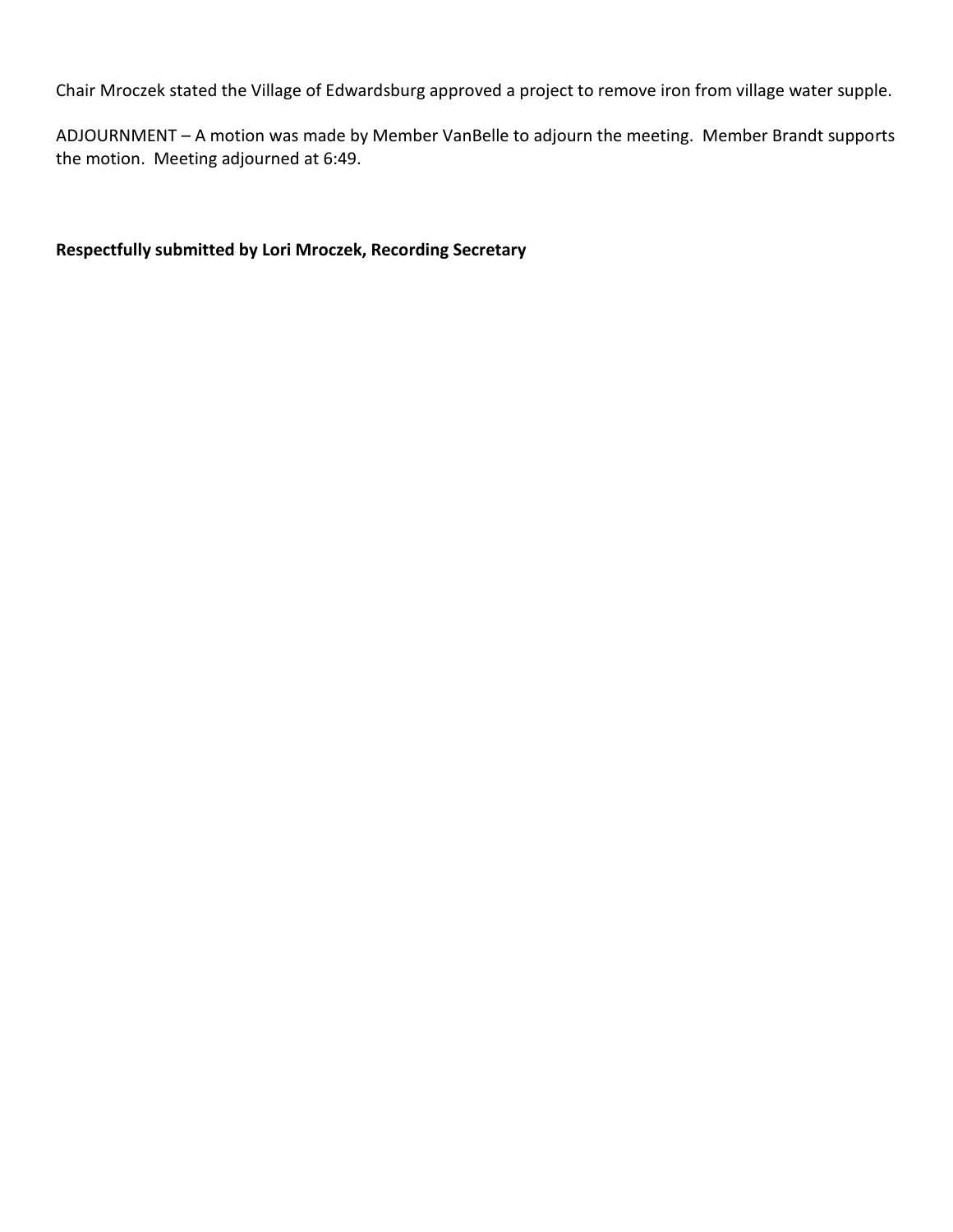Chair Mroczek stated the Village of Edwardsburg approved a project to remove iron from village water supple.

ADJOURNMENT – A motion was made by Member VanBelle to adjourn the meeting. Member Brandt supports the motion. Meeting adjourned at 6:49.

**Respectfully submitted by Lori Mroczek, Recording Secretary**